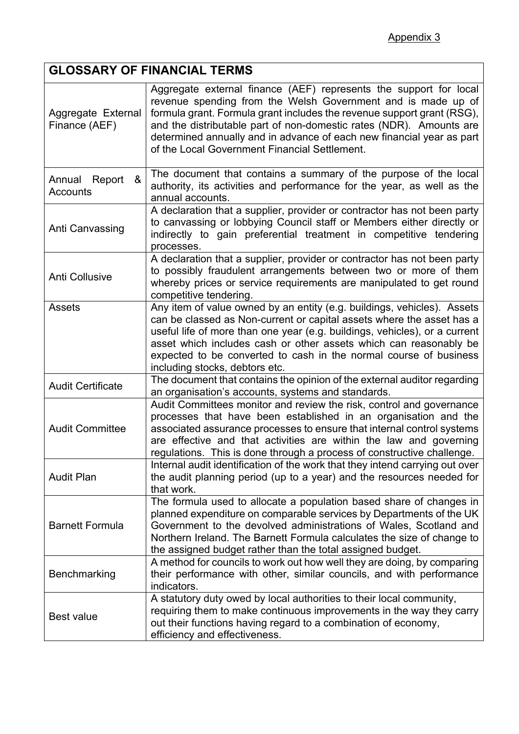Appendix 3

| GLOSSARY OF FINANCIAL TERMS | |
|---|---|
| Aggregate External Finance (AEF) | Aggregate external finance (AEF) represents the support for local revenue spending from the Welsh Government and is made up of formula grant. Formula grant includes the revenue support grant (RSG), and the distributable part of non-domestic rates (NDR). Amounts are determined annually and in advance of each new financial year as part of the Local Government Financial Settlement. |
| Annual Report & Accounts | The document that contains a summary of the purpose of the local authority, its activities and performance for the year, as well as the annual accounts. |
| Anti Canvassing | A declaration that a supplier, provider or contractor has not been party to canvassing or lobbying Council staff or Members either directly or indirectly to gain preferential treatment in competitive tendering processes. |
| Anti Collusive | A declaration that a supplier, provider or contractor has not been party to possibly fraudulent arrangements between two or more of them whereby prices or service requirements are manipulated to get round competitive tendering. |
| Assets | Any item of value owned by an entity (e.g. buildings, vehicles). Assets can be classed as Non-current or capital assets where the asset has a useful life of more than one year (e.g. buildings, vehicles), or a current asset which includes cash or other assets which can reasonably be expected to be converted to cash in the normal course of business including stocks, debtors etc. |
| Audit Certificate | The document that contains the opinion of the external auditor regarding an organisation's accounts, systems and standards. |
| Audit Committee | Audit Committees monitor and review the risk, control and governance processes that have been established in an organisation and the associated assurance processes to ensure that internal control systems are effective and that activities are within the law and governing regulations. This is done through a process of constructive challenge. |
| Audit Plan | Internal audit identification of the work that they intend carrying out over the audit planning period (up to a year) and the resources needed for that work. |
| Barnett Formula | The formula used to allocate a population based share of changes in planned expenditure on comparable services by Departments of the UK Government to the devolved administrations of Wales, Scotland and Northern Ireland. The Barnett Formula calculates the size of change to the assigned budget rather than the total assigned budget. |
| Benchmarking | A method for councils to work out how well they are doing, by comparing their performance with other, similar councils, and with performance indicators. |
| Best value | A statutory duty owed by local authorities to their local community, requiring them to make continuous improvements in the way they carry out their functions having regard to a combination of economy, efficiency and effectiveness. |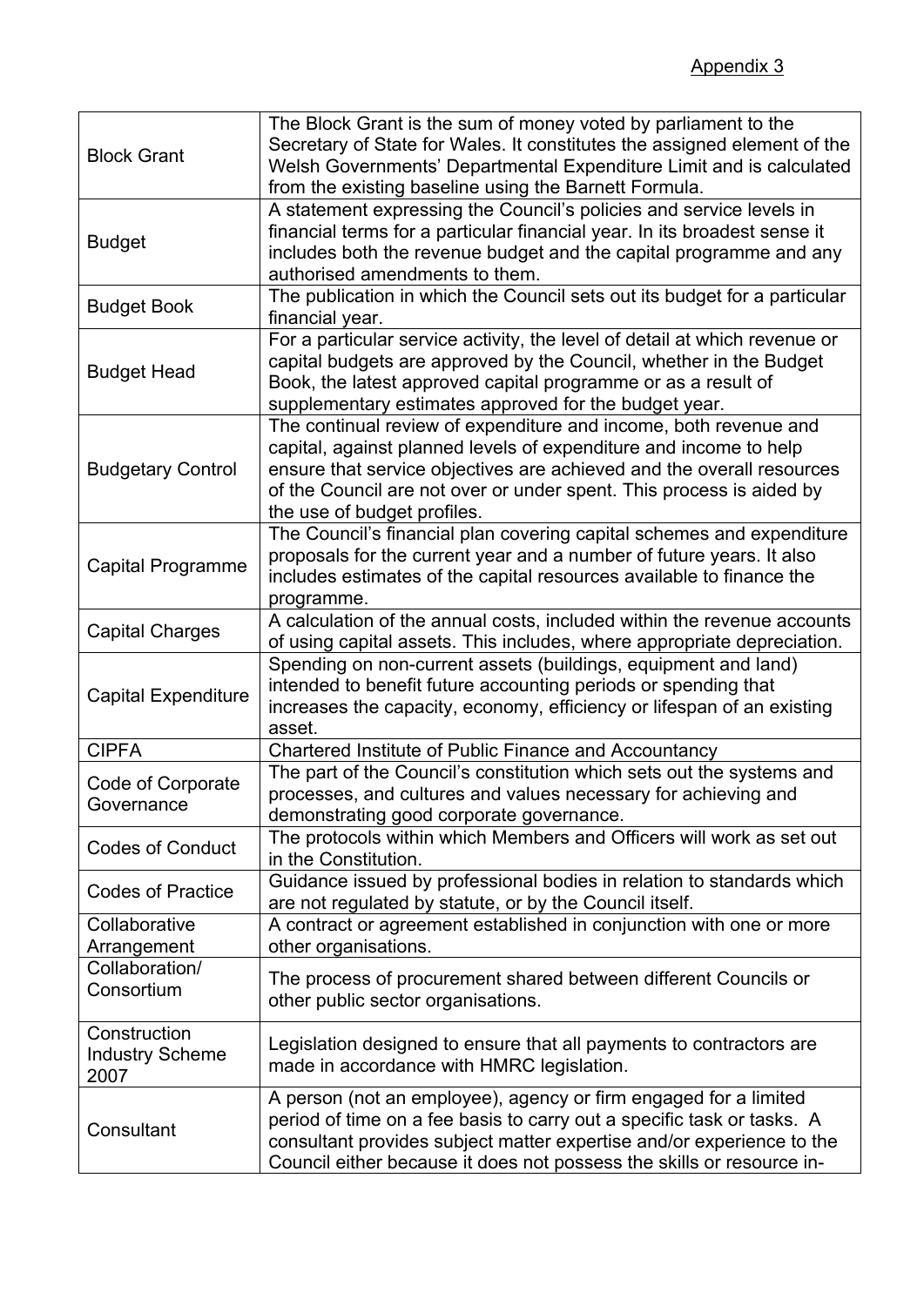Appendix 3

| | |
|---|---|
| Block Grant | The Block Grant is the sum of money voted by parliament to the Secretary of State for Wales. It constitutes the assigned element of the Welsh Governments' Departmental Expenditure Limit and is calculated from the existing baseline using the Barnett Formula. |
| Budget | A statement expressing the Council's policies and service levels in financial terms for a particular financial year. In its broadest sense it includes both the revenue budget and the capital programme and any authorised amendments to them. |
| Budget Book | The publication in which the Council sets out its budget for a particular financial year. |
| Budget Head | For a particular service activity, the level of detail at which revenue or capital budgets are approved by the Council, whether in the Budget Book, the latest approved capital programme or as a result of supplementary estimates approved for the budget year. |
| Budgetary Control | The continual review of expenditure and income, both revenue and capital, against planned levels of expenditure and income to help ensure that service objectives are achieved and the overall resources of the Council are not over or under spent. This process is aided by the use of budget profiles. |
| Capital Programme | The Council's financial plan covering capital schemes and expenditure proposals for the current year and a number of future years. It also includes estimates of the capital resources available to finance the programme. |
| Capital Charges | A calculation of the annual costs, included within the revenue accounts of using capital assets. This includes, where appropriate depreciation. |
| Capital Expenditure | Spending on non-current assets (buildings, equipment and land) intended to benefit future accounting periods or spending that increases the capacity, economy, efficiency or lifespan of an existing asset. |
| CIPFA | Chartered Institute of Public Finance and Accountancy |
| Code of Corporate Governance | The part of the Council's constitution which sets out the systems and processes, and cultures and values necessary for achieving and demonstrating good corporate governance. |
| Codes of Conduct | The protocols within which Members and Officers will work as set out in the Constitution. |
| Codes of Practice | Guidance issued by professional bodies in relation to standards which are not regulated by statute, or by the Council itself. |
| Collaborative Arrangement | A contract or agreement established in conjunction with one or more other organisations. |
| Collaboration/ Consortium | The process of procurement shared between different Councils or other public sector organisations. |
| Construction Industry Scheme 2007 | Legislation designed to ensure that all payments to contractors are made in accordance with HMRC legislation. |
| Consultant | A person (not an employee), agency or firm engaged for a limited period of time on a fee basis to carry out a specific task or tasks. A consultant provides subject matter expertise and/or experience to the Council either because it does not possess the skills or resource in- |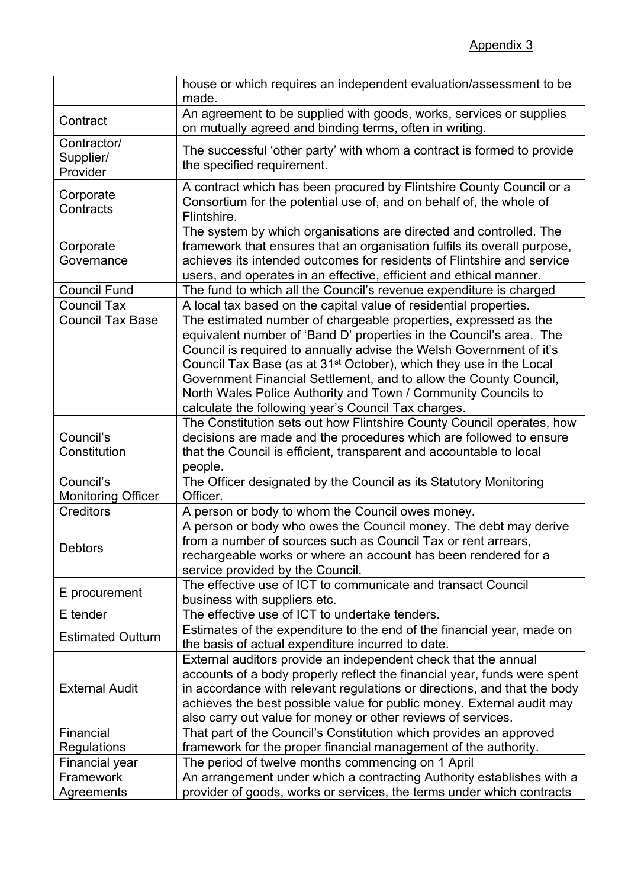Appendix 3

| | |
|---|---|
| | house or which requires an independent evaluation/assessment to be made. |
| Contract | An agreement to be supplied with goods, works, services or supplies on mutually agreed and binding terms, often in writing. |
| Contractor/ Supplier/ Provider | The successful 'other party' with whom a contract is formed to provide the specified requirement. |
| Corporate Contracts | A contract which has been procured by Flintshire County Council or a Consortium for the potential use of, and on behalf of, the whole of Flintshire. |
| Corporate Governance | The system by which organisations are directed and controlled. The framework that ensures that an organisation fulfils its overall purpose, achieves its intended outcomes for residents of Flintshire and service users, and operates in an effective, efficient and ethical manner. |
| Council Fund | The fund to which all the Council's revenue expenditure is charged |
| Council Tax | A local tax based on the capital value of residential properties. |
| Council Tax Base | The estimated number of chargeable properties, expressed as the equivalent number of 'Band D' properties in the Council's area. The Council is required to annually advise the Welsh Government of it's Council Tax Base (as at 31st October), which they use in the Local Government Financial Settlement, and to allow the County Council, North Wales Police Authority and Town / Community Councils to calculate the following year's Council Tax charges. |
| Council's Constitution | The Constitution sets out how Flintshire County Council operates, how decisions are made and the procedures which are followed to ensure that the Council is efficient, transparent and accountable to local people. |
| Council's Monitoring Officer | The Officer designated by the Council as its Statutory Monitoring Officer. |
| Creditors | A person or body to whom the Council owes money. |
| Debtors | A person or body who owes the Council money. The debt may derive from a number of sources such as Council Tax or rent arrears, rechargeable works or where an account has been rendered for a service provided by the Council. |
| E procurement | The effective use of ICT to communicate and transact Council business with suppliers etc. |
| E tender | The effective use of ICT to undertake tenders. |
| Estimated Outturn | Estimates of the expenditure to the end of the financial year, made on the basis of actual expenditure incurred to date. |
| External Audit | External auditors provide an independent check that the annual accounts of a body properly reflect the financial year, funds were spent in accordance with relevant regulations or directions, and that the body achieves the best possible value for public money. External audit may also carry out value for money or other reviews of services. |
| Financial Regulations | That part of the Council's Constitution which provides an approved framework for the proper financial management of the authority. |
| Financial year | The period of twelve months commencing on 1 April |
| Framework Agreements | An arrangement under which a contracting Authority establishes with a provider of goods, works or services, the terms under which contracts |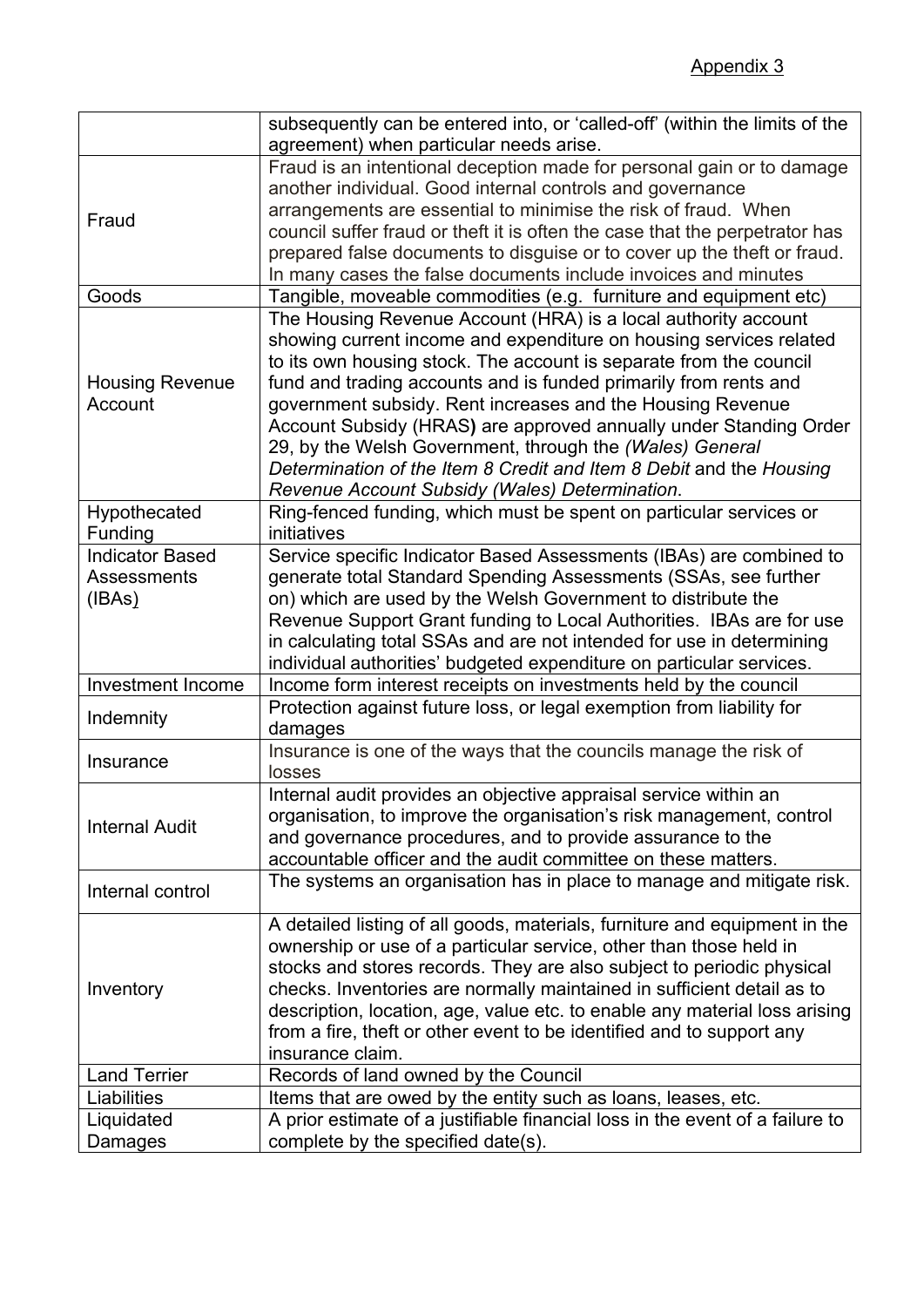Appendix 3

| | |
|---|---|
| | subsequently can be entered into, or 'called-off' (within the limits of the agreement) when particular needs arise. |
| Fraud | Fraud is an intentional deception made for personal gain or to damage another individual. Good internal controls and governance arrangements are essential to minimise the risk of fraud. When council suffer fraud or theft it is often the case that the perpetrator has prepared false documents to disguise or to cover up the theft or fraud. In many cases the false documents include invoices and minutes |
| Goods | Tangible, moveable commodities (e.g. furniture and equipment etc) |
| Housing Revenue Account | The Housing Revenue Account (HRA) is a local authority account showing current income and expenditure on housing services related to its own housing stock. The account is separate from the council fund and trading accounts and is funded primarily from rents and government subsidy. Rent increases and the Housing Revenue Account Subsidy (HRAS**)** are approved annually under Standing Order 29, by the Welsh Government, through the *(Wales) General Determination of the Item 8 Credit and Item 8 Debit* and the *Housing Revenue Account Subsidy (Wales) Determination*. |
| Hypothecated Funding | Ring-fenced funding, which must be spent on particular services or initiatives |
| Indicator Based Assessments (IBAs) | Service specific Indicator Based Assessments (IBAs) are combined to generate total Standard Spending Assessments (SSAs, see further on) which are used by the Welsh Government to distribute the Revenue Support Grant funding to Local Authorities. IBAs are for use in calculating total SSAs and are not intended for use in determining individual authorities' budgeted expenditure on particular services. |
| Investment Income | Income form interest receipts on investments held by the council |
| Indemnity | Protection against future loss, or legal exemption from liability for damages |
| Insurance | Insurance is one of the ways that the councils manage the risk of losses |
| Internal Audit | Internal audit provides an objective appraisal service within an organisation, to improve the organisation's risk management, control and governance procedures, and to provide assurance to the accountable officer and the audit committee on these matters. |
| Internal control | The systems an organisation has in place to manage and mitigate risk. |
| Inventory | A detailed listing of all goods, materials, furniture and equipment in the ownership or use of a particular service, other than those held in stocks and stores records. They are also subject to periodic physical checks. Inventories are normally maintained in sufficient detail as to description, location, age, value etc. to enable any material loss arising from a fire, theft or other event to be identified and to support any insurance claim. |
| Land Terrier | Records of land owned by the Council |
| Liabilities | Items that are owed by the entity such as loans, leases, etc. |
| Liquidated Damages | A prior estimate of a justifiable financial loss in the event of a failure to complete by the specified date(s). |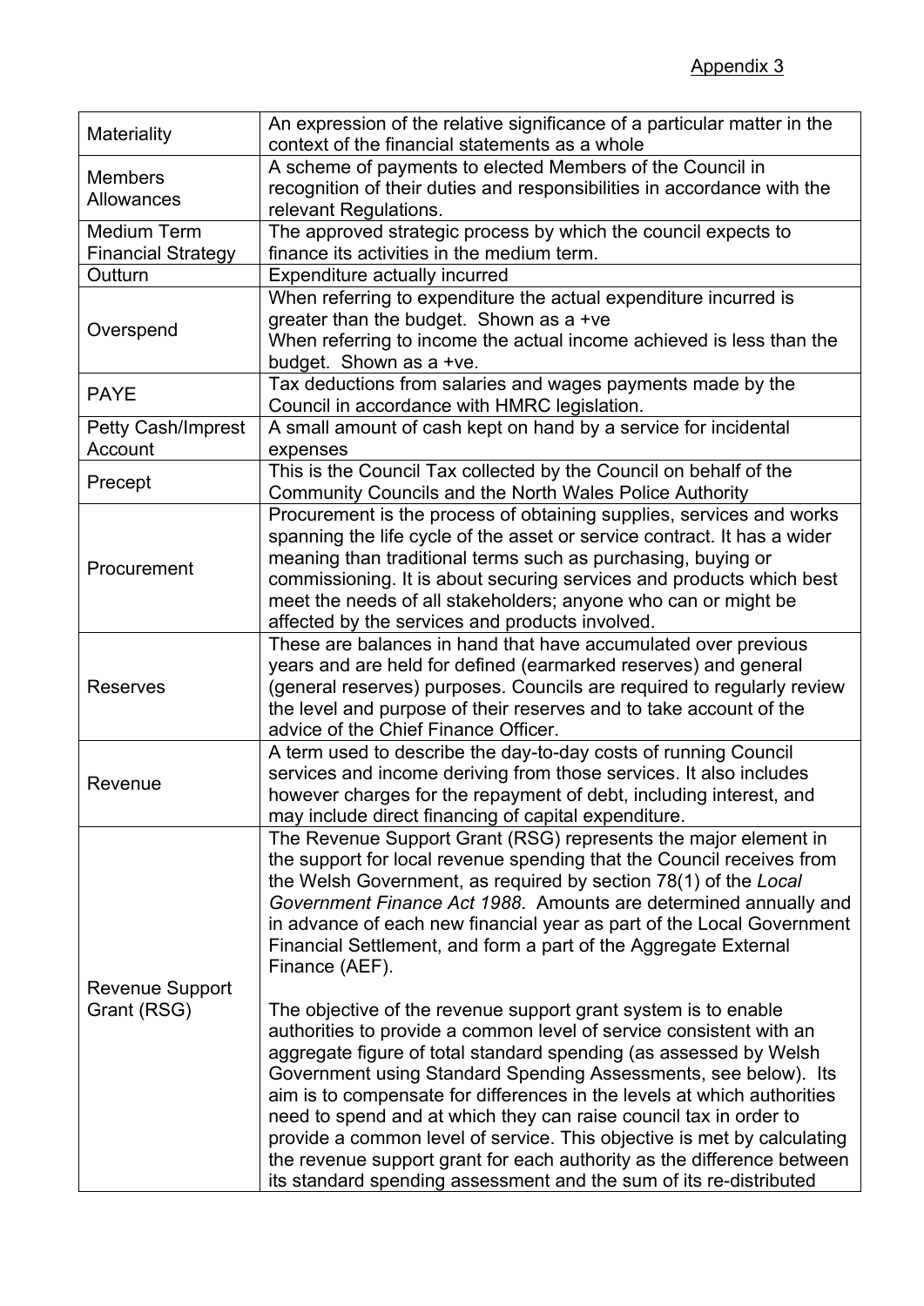Appendix 3

| | |
|---|---|
| Materiality | An expression of the relative significance of a particular matter in the context of the financial statements as a whole |
| Members Allowances | A scheme of payments to elected Members of the Council in recognition of their duties and responsibilities in accordance with the relevant Regulations. |
| Medium Term Financial Strategy | The approved strategic process by which the council expects to finance its activities in the medium term. |
| Outturn | Expenditure actually incurred |
| Overspend | When referring to expenditure the actual expenditure incurred is greater than the budget. Shown as a +ve<br>When referring to income the actual income achieved is less than the budget. Shown as a +ve. |
| PAYE | Tax deductions from salaries and wages payments made by the Council in accordance with HMRC legislation. |
| Petty Cash/Imprest Account | A small amount of cash kept on hand by a service for incidental expenses |
| Precept | This is the Council Tax collected by the Council on behalf of the Community Councils and the North Wales Police Authority |
| Procurement | Procurement is the process of obtaining supplies, services and works spanning the life cycle of the asset or service contract. It has a wider meaning than traditional terms such as purchasing, buying or commissioning. It is about securing services and products which best meet the needs of all stakeholders; anyone who can or might be affected by the services and products involved. |
| Reserves | These are balances in hand that have accumulated over previous years and are held for defined (earmarked reserves) and general (general reserves) purposes. Councils are required to regularly review the level and purpose of their reserves and to take account of the advice of the Chief Finance Officer. |
| Revenue | A term used to describe the day-to-day costs of running Council services and income deriving from those services. It also includes however charges for the repayment of debt, including interest, and may include direct financing of capital expenditure. |
| Revenue Support Grant (RSG) | The Revenue Support Grant (RSG) represents the major element in the support for local revenue spending that the Council receives from the Welsh Government, as required by section 78(1) of the *Local Government Finance Act 1988*. Amounts are determined annually and in advance of each new financial year as part of the Local Government Financial Settlement, and form a part of the Aggregate External Finance (AEF).<br><br>The objective of the revenue support grant system is to enable authorities to provide a common level of service consistent with an aggregate figure of total standard spending (as assessed by Welsh Government using Standard Spending Assessments, see below). Its aim is to compensate for differences in the levels at which authorities need to spend and at which they can raise council tax in order to provide a common level of service. This objective is met by calculating the revenue support grant for each authority as the difference between its standard spending assessment and the sum of its re-distributed |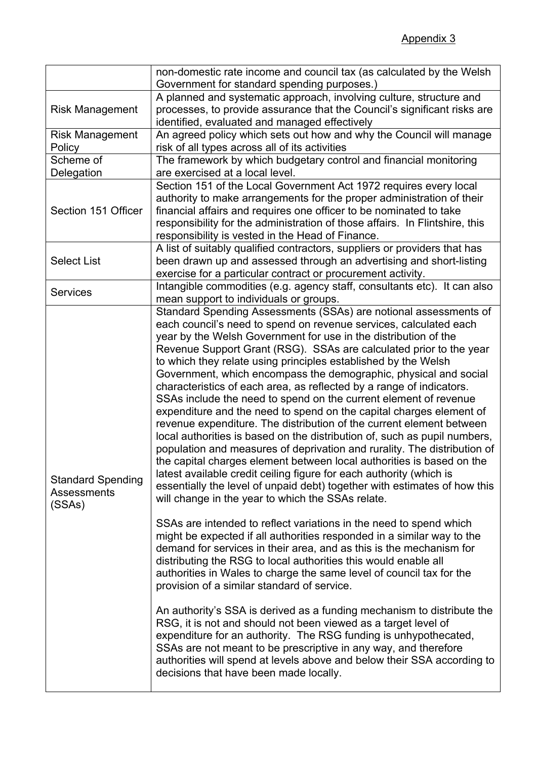| | |
|---|---|
| | non-domestic rate income and council tax (as calculated by the Welsh Government for standard spending purposes.) |
| Risk Management | A planned and systematic approach, involving culture, structure and processes, to provide assurance that the Council's significant risks are identified, evaluated and managed effectively |
| Risk Management Policy | An agreed policy which sets out how and why the Council will manage risk of all types across all of its activities |
| Scheme of Delegation | The framework by which budgetary control and financial monitoring are exercised at a local level. |
| Section 151 Officer | Section 151 of the Local Government Act 1972 requires every local authority to make arrangements for the proper administration of their financial affairs and requires one officer to be nominated to take responsibility for the administration of those affairs. In Flintshire, this responsibility is vested in the Head of Finance. |
| Select List | A list of suitably qualified contractors, suppliers or providers that has been drawn up and assessed through an advertising and short-listing exercise for a particular contract or procurement activity. |
| Services | Intangible commodities (e.g. agency staff, consultants etc). It can also mean support to individuals or groups. |
| Standard Spending Assessments (SSAs) | Standard Spending Assessments (SSAs) are notional assessments of each council's need to spend on revenue services, calculated each year by the Welsh Government for use in the distribution of the Revenue Support Grant (RSG). SSAs are calculated prior to the year to which they relate using principles established by the Welsh Government, which encompass the demographic, physical and social characteristics of each area, as reflected by a range of indicators. SSAs include the need to spend on the current element of revenue expenditure and the need to spend on the capital charges element of revenue expenditure. The distribution of the current element between local authorities is based on the distribution of, such as pupil numbers, population and measures of deprivation and rurality. The distribution of the capital charges element between local authorities is based on the latest available credit ceiling figure for each authority (which is essentially the level of unpaid debt) together with estimates of how this will change in the year to which the SSAs relate.<br><br>SSAs are intended to reflect variations in the need to spend which might be expected if all authorities responded in a similar way to the demand for services in their area, and as this is the mechanism for distributing the RSG to local authorities this would enable all authorities in Wales to charge the same level of council tax for the provision of a similar standard of service.<br><br>An authority's SSA is derived as a funding mechanism to distribute the RSG, it is not and should not been viewed as a target level of expenditure for an authority. The RSG funding is unhypothecated, SSAs are not meant to be prescriptive in any way, and therefore authorities will spend at levels above and below their SSA according to decisions that have been made locally. |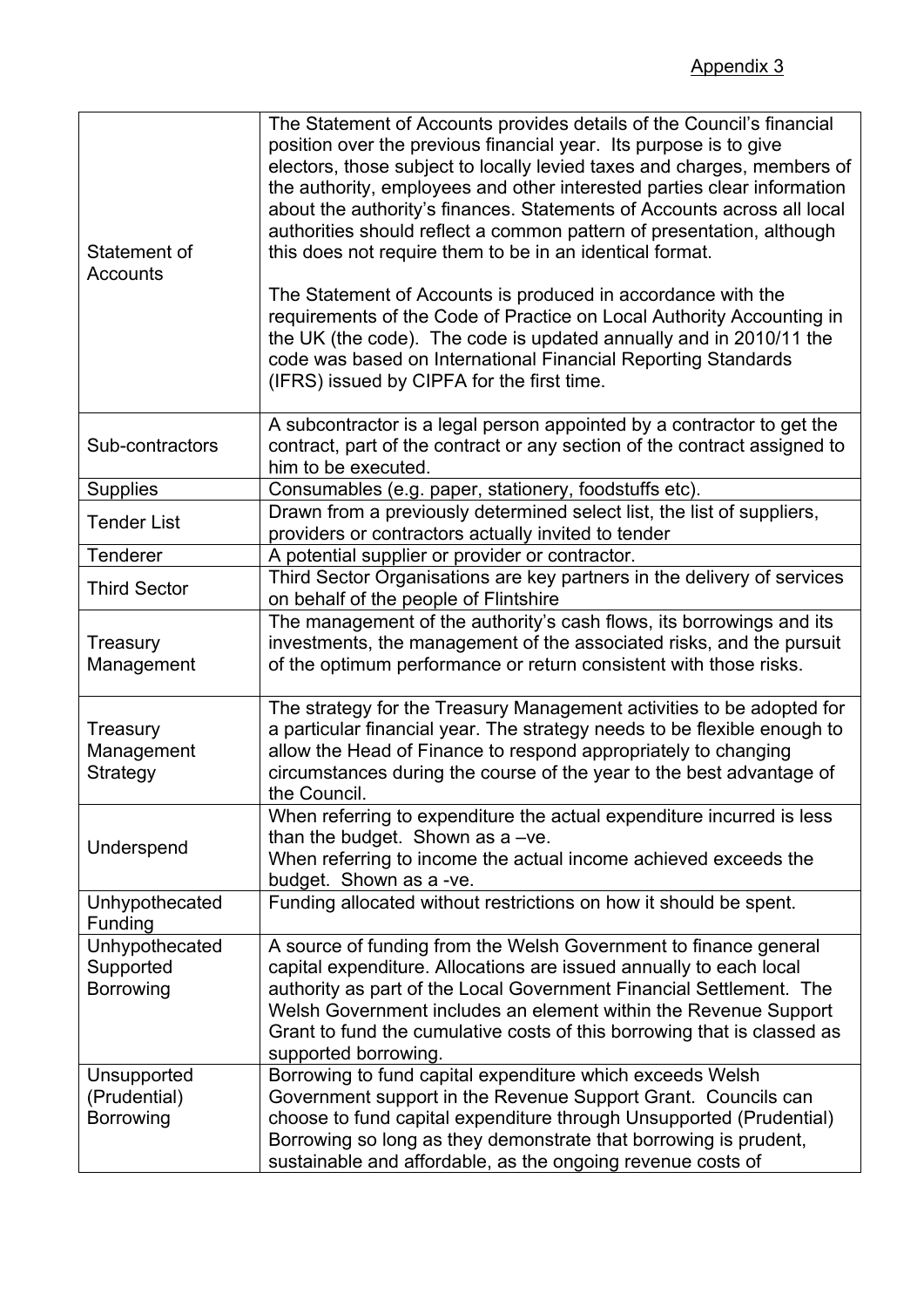Appendix 3

| | |
|---|---|
| Statement of Accounts | The Statement of Accounts provides details of the Council's financial position over the previous financial year. Its purpose is to give electors, those subject to locally levied taxes and charges, members of the authority, employees and other interested parties clear information about the authority's finances. Statements of Accounts across all local authorities should reflect a common pattern of presentation, although this does not require them to be in an identical format.<br><br>The Statement of Accounts is produced in accordance with the requirements of the Code of Practice on Local Authority Accounting in the UK (the code). The code is updated annually and in 2010/11 the code was based on International Financial Reporting Standards (IFRS) issued by CIPFA for the first time. |
| Sub-contractors | A subcontractor is a legal person appointed by a contractor to get the contract, part of the contract or any section of the contract assigned to him to be executed. |
| Supplies | Consumables (e.g. paper, stationery, foodstuffs etc). |
| Tender List | Drawn from a previously determined select list, the list of suppliers, providers or contractors actually invited to tender |
| Tenderer | A potential supplier or provider or contractor. |
| Third Sector | Third Sector Organisations are key partners in the delivery of services on behalf of the people of Flintshire |
| Treasury Management | The management of the authority's cash flows, its borrowings and its investments, the management of the associated risks, and the pursuit of the optimum performance or return consistent with those risks. |
| Treasury Management Strategy | The strategy for the Treasury Management activities to be adopted for a particular financial year. The strategy needs to be flexible enough to allow the Head of Finance to respond appropriately to changing circumstances during the course of the year to the best advantage of the Council. |
| Underspend | When referring to expenditure the actual expenditure incurred is less than the budget. Shown as a –ve.<br>When referring to income the actual income achieved exceeds the budget. Shown as a -ve. |
| Unhypothecated Funding | Funding allocated without restrictions on how it should be spent. |
| Unhypothecated Supported Borrowing | A source of funding from the Welsh Government to finance general capital expenditure. Allocations are issued annually to each local authority as part of the Local Government Financial Settlement. The Welsh Government includes an element within the Revenue Support Grant to fund the cumulative costs of this borrowing that is classed as supported borrowing. |
| Unsupported (Prudential) Borrowing | Borrowing to fund capital expenditure which exceeds Welsh Government support in the Revenue Support Grant. Councils can choose to fund capital expenditure through Unsupported (Prudential) Borrowing so long as they demonstrate that borrowing is prudent, sustainable and affordable, as the ongoing revenue costs of |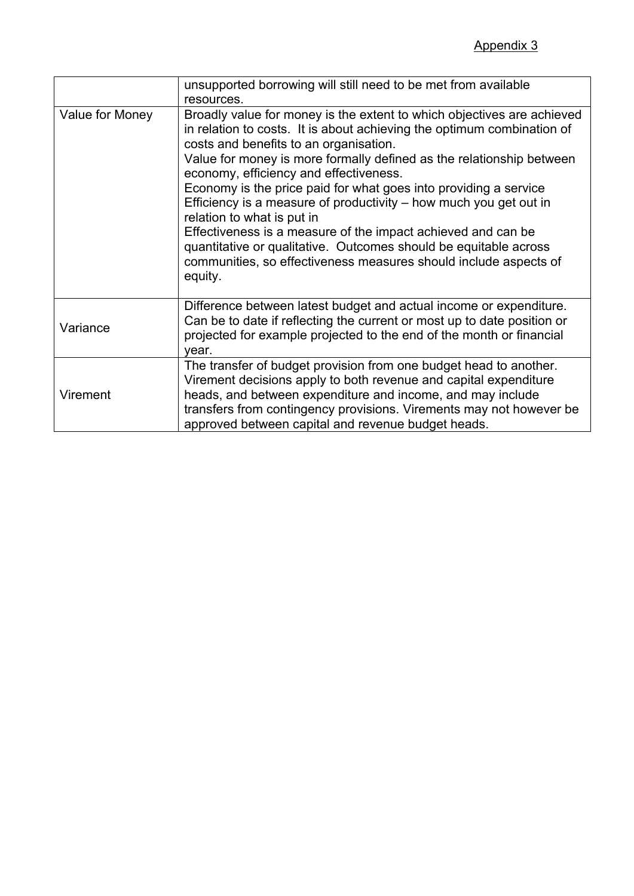Appendix 3

| | |
|---|---|
| | unsupported borrowing will still need to be met from available resources. |
| Value for Money | Broadly value for money is the extent to which objectives are achieved in relation to costs. It is about achieving the optimum combination of costs and benefits to an organisation.<br>Value for money is more formally defined as the relationship between economy, efficiency and effectiveness.<br>Economy is the price paid for what goes into providing a service<br>Efficiency is a measure of productivity – how much you get out in relation to what is put in<br>Effectiveness is a measure of the impact achieved and can be quantitative or qualitative. Outcomes should be equitable across communities, so effectiveness measures should include aspects of equity. |
| Variance | Difference between latest budget and actual income or expenditure. Can be to date if reflecting the current or most up to date position or projected for example projected to the end of the month or financial year. |
| Virement | The transfer of budget provision from one budget head to another. Virement decisions apply to both revenue and capital expenditure heads, and between expenditure and income, and may include transfers from contingency provisions. Virements may not however be approved between capital and revenue budget heads. |